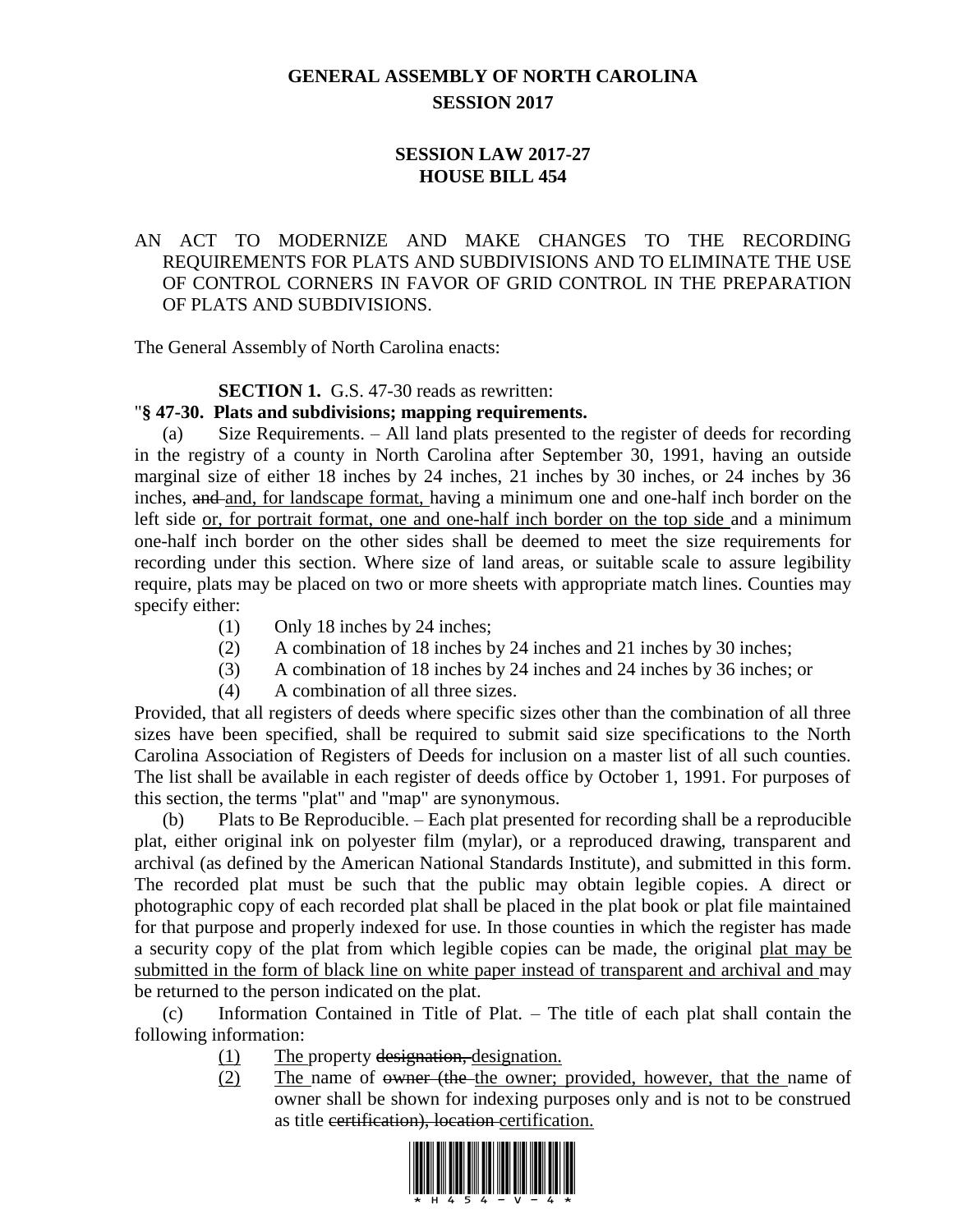# GENERAL ASSEMBLY OF NORTH CAROLINA
## SESSION 2017

## SESSION LAW 2017-27
## HOUSE BILL 454

AN ACT TO MODERNIZE AND MAKE CHANGES TO THE RECORDING REQUIREMENTS FOR PLATS AND SUBDIVISIONS AND TO ELIMINATE THE USE OF CONTROL CORNERS IN FAVOR OF GRID CONTROL IN THE PREPARATION OF PLATS AND SUBDIVISIONS.

The General Assembly of North Carolina enacts:

**SECTION 1.** G.S. 47-30 reads as rewritten:

"**§ 47-30. Plats and subdivisions; mapping requirements.**

(a) Size Requirements. – All land plats presented to the register of deeds for recording in the registry of a county in North Carolina after September 30, 1991, having an outside marginal size of either 18 inches by 24 inches, 21 inches by 30 inches, or 24 inches by 36 inches, ~~and~~ and, for landscape format, having a minimum one and one-half inch border on the left side or, for portrait format, one and one-half inch border on the top side and a minimum one-half inch border on the other sides shall be deemed to meet the size requirements for recording under this section. Where size of land areas, or suitable scale to assure legibility require, plats may be placed on two or more sheets with appropriate match lines. Counties may specify either:

(1) Only 18 inches by 24 inches;
(2) A combination of 18 inches by 24 inches and 21 inches by 30 inches;
(3) A combination of 18 inches by 24 inches and 24 inches by 36 inches; or
(4) A combination of all three sizes.

Provided, that all registers of deeds where specific sizes other than the combination of all three sizes have been specified, shall be required to submit said size specifications to the North Carolina Association of Registers of Deeds for inclusion on a master list of all such counties. The list shall be available in each register of deeds office by October 1, 1991. For purposes of this section, the terms "plat" and "map" are synonymous.

(b) Plats to Be Reproducible. – Each plat presented for recording shall be a reproducible plat, either original ink on polyester film (mylar), or a reproduced drawing, transparent and archival (as defined by the American National Standards Institute), and submitted in this form. The recorded plat must be such that the public may obtain legible copies. A direct or photographic copy of each recorded plat shall be placed in the plat book or plat file maintained for that purpose and properly indexed for use. In those counties in which the register has made a security copy of the plat from which legible copies can be made, the original plat may be submitted in the form of black line on white paper instead of transparent and archival and may be returned to the person indicated on the plat.

(c) Information Contained in Title of Plat. – The title of each plat shall contain the following information:

(1) The property ~~designation,~~ designation.
(2) The name of ~~owner (the~~ the owner; provided, however, that the name of owner shall be shown for indexing purposes only and is not to be construed as title ~~certification), location~~ certification.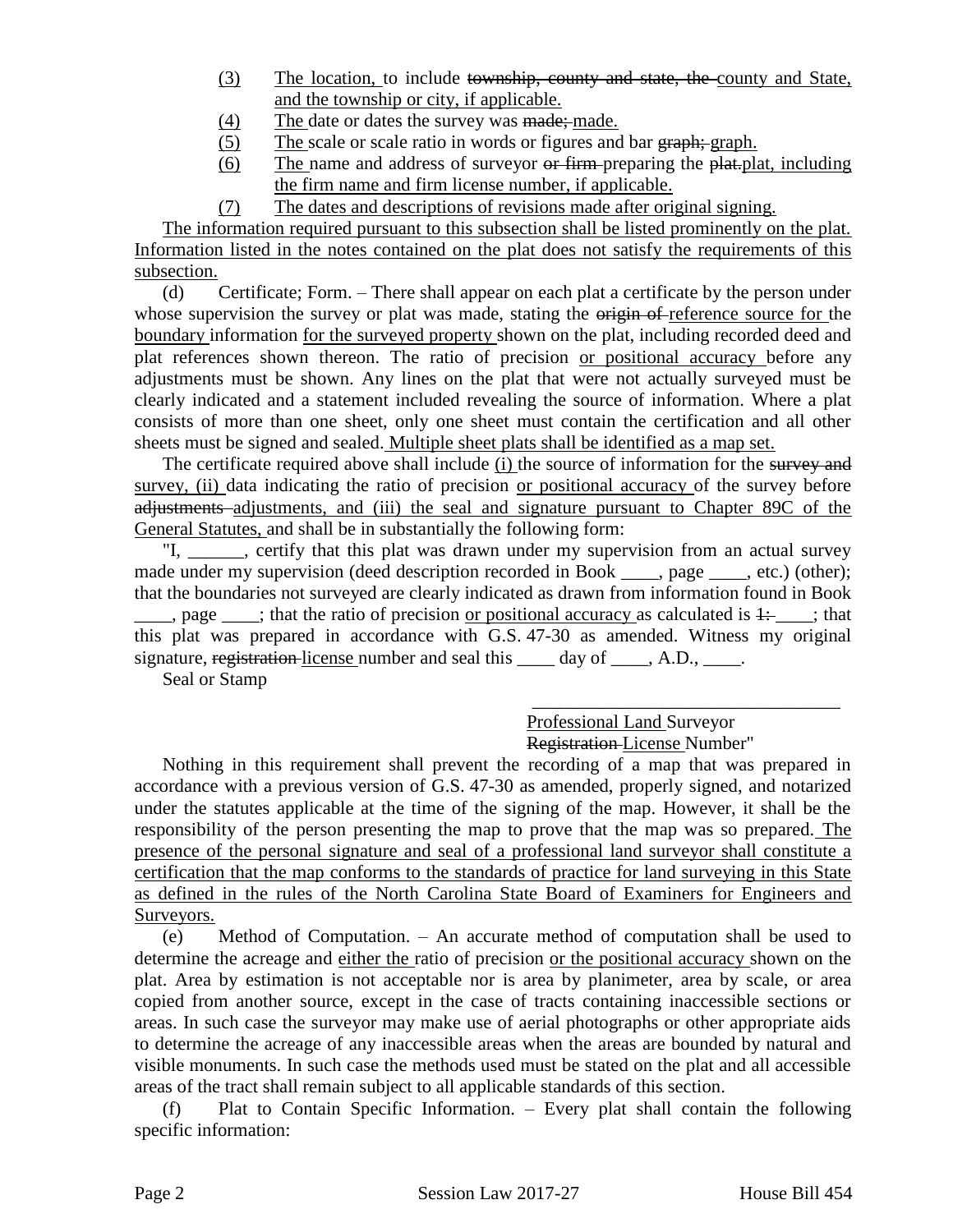(3) The location, to include township, county and state, the county and State, and the township or city, if applicable.

(4) The date or dates the survey was made; made.

(5) The scale or scale ratio in words or figures and bar graph; graph.

(6) The name and address of surveyor or firm preparing the plat.plat, including the firm name and firm license number, if applicable.

(7) The dates and descriptions of revisions made after original signing.

The information required pursuant to this subsection shall be listed prominently on the plat. Information listed in the notes contained on the plat does not satisfy the requirements of this subsection.

(d) Certificate; Form. – There shall appear on each plat a certificate by the person under whose supervision the survey or plat was made, stating the origin of reference source for the boundary information for the surveyed property shown on the plat, including recorded deed and plat references shown thereon. The ratio of precision or positional accuracy before any adjustments must be shown. Any lines on the plat that were not actually surveyed must be clearly indicated and a statement included revealing the source of information. Where a plat consists of more than one sheet, only one sheet must contain the certification and all other sheets must be signed and sealed. Multiple sheet plats shall be identified as a map set.

The certificate required above shall include (i) the source of information for the survey and survey, (ii) data indicating the ratio of precision or positional accuracy of the survey before adjustments adjustments, and (iii) the seal and signature pursuant to Chapter 89C of the General Statutes, and shall be in substantially the following form:

"I, ______, certify that this plat was drawn under my supervision from an actual survey made under my supervision (deed description recorded in Book ____, page ____, etc.) (other); that the boundaries not surveyed are clearly indicated as drawn from information found in Book ____, page ____; that the ratio of precision or positional accuracy as calculated is 1: ____; that this plat was prepared in accordance with G.S. 47-30 as amended. Witness my original signature, registration license number and seal this ____ day of ____, A.D., ____.

Seal or Stamp

\_\_\_\_\_\_\_\_\_\_\_\_\_\_\_\_\_\_\_\_\_\_\_\_\_\_\_\_\_\_\_\_\_\_

Professional Land Surveyor

Registration License Number"

Nothing in this requirement shall prevent the recording of a map that was prepared in accordance with a previous version of G.S. 47-30 as amended, properly signed, and notarized under the statutes applicable at the time of the signing of the map. However, it shall be the responsibility of the person presenting the map to prove that the map was so prepared. The presence of the personal signature and seal of a professional land surveyor shall constitute a certification that the map conforms to the standards of practice for land surveying in this State as defined in the rules of the North Carolina State Board of Examiners for Engineers and Surveyors.

(e) Method of Computation. – An accurate method of computation shall be used to determine the acreage and either the ratio of precision or the positional accuracy shown on the plat. Area by estimation is not acceptable nor is area by planimeter, area by scale, or area copied from another source, except in the case of tracts containing inaccessible sections or areas. In such case the surveyor may make use of aerial photographs or other appropriate aids to determine the acreage of any inaccessible areas when the areas are bounded by natural and visible monuments. In such case the methods used must be stated on the plat and all accessible areas of the tract shall remain subject to all applicable standards of this section.

(f) Plat to Contain Specific Information. – Every plat shall contain the following specific information: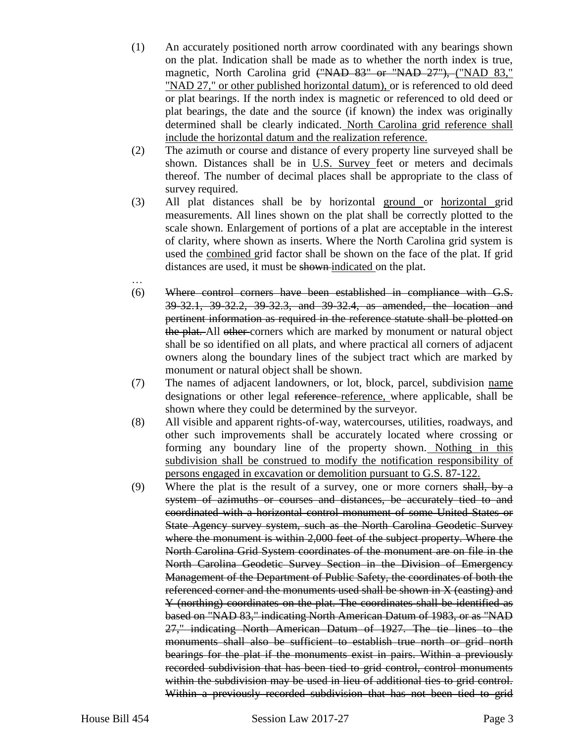(1) An accurately positioned north arrow coordinated with any bearings shown on the plat. Indication shall be made as to whether the north index is true, magnetic, North Carolina grid ~~("NAD 83" or "NAD 27"),~~ ("NAD 83," "NAD 27," or other published horizontal datum), or is referenced to old deed or plat bearings. If the north index is magnetic or referenced to old deed or plat bearings, the date and the source (if known) the index was originally determined shall be clearly indicated. North Carolina grid reference shall include the horizontal datum and the realization reference.

(2) The azimuth or course and distance of every property line surveyed shall be shown. Distances shall be in U.S. Survey feet or meters and decimals thereof. The number of decimal places shall be appropriate to the class of survey required.

(3) All plat distances shall be by horizontal ground or horizontal grid measurements. All lines shown on the plat shall be correctly plotted to the scale shown. Enlargement of portions of a plat are acceptable in the interest of clarity, where shown as inserts. Where the North Carolina grid system is used the combined grid factor shall be shown on the face of the plat. If grid distances are used, it must be ~~shown~~ indicated on the plat.

…

(6) ~~Where control corners have been established in compliance with G.S. 39-32.1, 39-32.2, 39-32.3, and 39-32.4, as amended, the location and pertinent information as required in the reference statute shall be plotted on the plat.~~ All ~~other~~ corners which are marked by monument or natural object shall be so identified on all plats, and where practical all corners of adjacent owners along the boundary lines of the subject tract which are marked by monument or natural object shall be shown.

(7) The names of adjacent landowners, or lot, block, parcel, subdivision name designations or other legal ~~reference~~ reference, where applicable, shall be shown where they could be determined by the surveyor.

(8) All visible and apparent rights-of-way, watercourses, utilities, roadways, and other such improvements shall be accurately located where crossing or forming any boundary line of the property shown. Nothing in this subdivision shall be construed to modify the notification responsibility of persons engaged in excavation or demolition pursuant to G.S. 87-122.

(9) Where the plat is the result of a survey, one or more corners ~~shall, by a system of azimuths or courses and distances, be accurately tied to and coordinated with a horizontal control monument of some United States or State Agency survey system, such as the North Carolina Geodetic Survey where the monument is within 2,000 feet of the subject property. Where the North Carolina Grid System coordinates of the monument are on file in the North Carolina Geodetic Survey Section in the Division of Emergency Management of the Department of Public Safety, the coordinates of both the referenced corner and the monuments used shall be shown in X (easting) and Y (northing) coordinates on the plat. The coordinates shall be identified as based on "NAD 83," indicating North American Datum of 1983, or as "NAD 27," indicating North American Datum of 1927. The tie lines to the monuments shall also be sufficient to establish true north or grid north bearings for the plat if the monuments exist in pairs. Within a previously recorded subdivision that has been tied to grid control, control monuments within the subdivision may be used in lieu of additional ties to grid control. Within a previously recorded subdivision that has not been tied to grid~~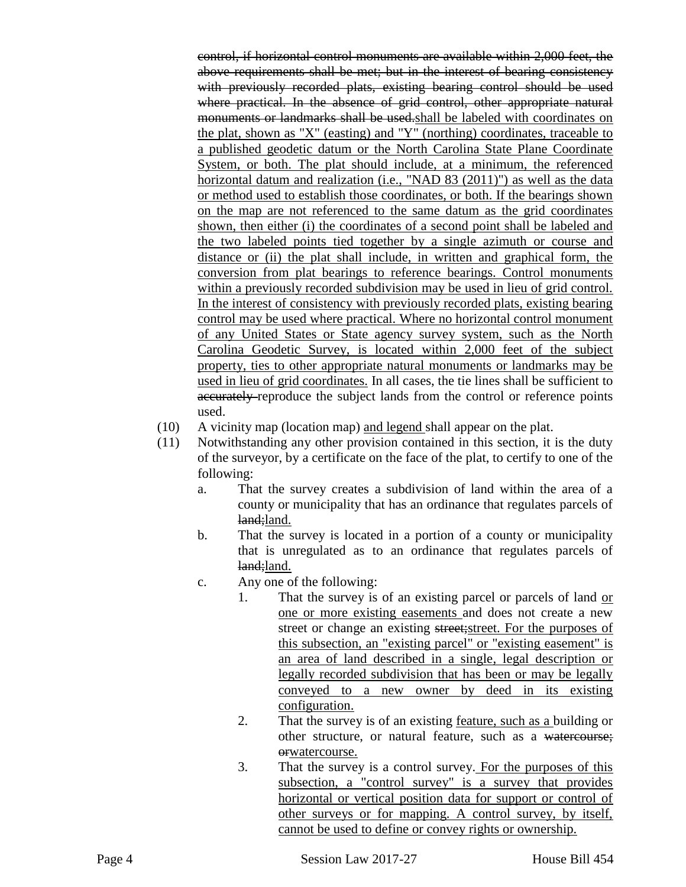~~control, if horizontal control monuments are available within 2,000 feet, the above requirements shall be met; but in the interest of bearing consistency with previously recorded plats, existing bearing control should be used where practical. In the absence of grid control, other appropriate natural monuments or landmarks shall be used.~~<u>shall be labeled with coordinates on the plat, shown as "X" (easting) and "Y" (northing) coordinates, traceable to a published geodetic datum or the North Carolina State Plane Coordinate System, or both. The plat should include, at a minimum, the referenced horizontal datum and realization (i.e., "NAD 83 (2011)") as well as the data or method used to establish those coordinates, or both. If the bearings shown on the map are not referenced to the same datum as the grid coordinates shown, then either (i) the coordinates of a second point shall be labeled and the two labeled points tied together by a single azimuth or course and distance or (ii) the plat shall include, in written and graphical form, the conversion from plat bearings to reference bearings. Control monuments within a previously recorded subdivision may be used in lieu of grid control. In the interest of consistency with previously recorded plats, existing bearing control may be used where practical. Where no horizontal control monument of any United States or State agency survey system, such as the North Carolina Geodetic Survey, is located within 2,000 feet of the subject property, ties to other appropriate natural monuments or landmarks may be used in lieu of grid coordinates.</u> In all cases, the tie lines shall be sufficient to ~~accurately~~ reproduce the subject lands from the control or reference points used.

(10) A vicinity map (location map) <u>and legend</u> shall appear on the plat.

(11) Notwithstanding any other provision contained in this section, it is the duty of the surveyor, by a certificate on the face of the plat, to certify to one of the following:

a. That the survey creates a subdivision of land within the area of a county or municipality that has an ordinance that regulates parcels of ~~land;~~<u>land.</u>

b. That the survey is located in a portion of a county or municipality that is unregulated as to an ordinance that regulates parcels of ~~land;~~<u>land.</u>

c. Any one of the following:

1. That the survey is of an existing parcel or parcels of land <u>or one or more existing easements</u> and does not create a new street or change an existing ~~street;~~<u>street. For the purposes of this subsection, an "existing parcel" or "existing easement" is an area of land described in a single, legal description or legally recorded subdivision that has been or may be legally conveyed to a new owner by deed in its existing configuration.</u>

2. That the survey is of an existing <u>feature, such as a</u> building or other structure, or natural feature, such as a ~~watercourse; or~~<u>watercourse.</u>

3. That the survey is a control survey. <u>For the purposes of this subsection, a "control survey" is a survey that provides horizontal or vertical position data for support or control of other surveys or for mapping. A control survey, by itself, cannot be used to define or convey rights or ownership.</u>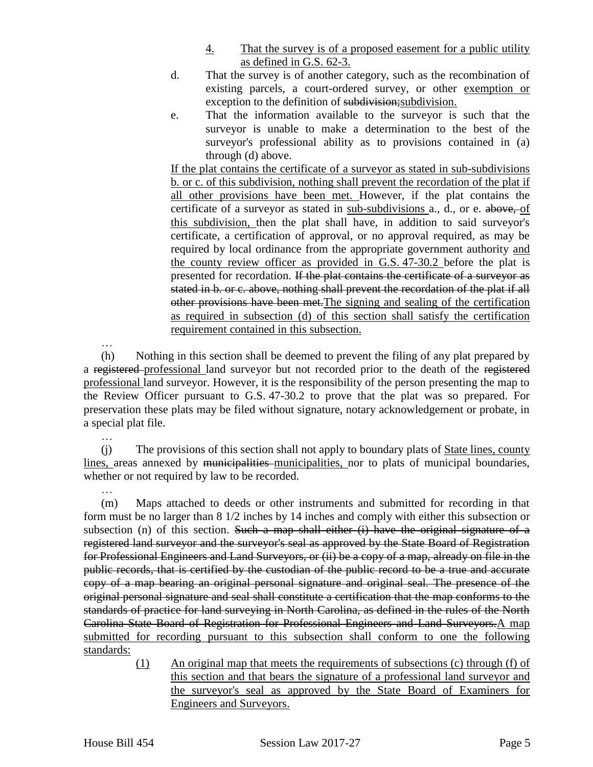4. That the survey is of a proposed easement for a public utility as defined in G.S. 62-3.

d. That the survey is of another category, such as the recombination of existing parcels, a court-ordered survey, or other exemption or exception to the definition of ~~subdivision;~~subdivision.

e. That the information available to the surveyor is such that the surveyor is unable to make a determination to the best of the surveyor's professional ability as to provisions contained in (a) through (d) above.

If the plat contains the certificate of a surveyor as stated in sub-subdivisions b. or c. of this subdivision, nothing shall prevent the recordation of the plat if all other provisions have been met. However, if the plat contains the certificate of a surveyor as stated in sub-subdivisions a., d., or e. ~~above,~~ of this subdivision, then the plat shall have, in addition to said surveyor's certificate, a certification of approval, or no approval required, as may be required by local ordinance from the appropriate government authority and the county review officer as provided in G.S. 47-30.2 before the plat is presented for recordation. ~~If the plat contains the certificate of a surveyor as stated in b. or c. above, nothing shall prevent the recordation of the plat if all other provisions have been met.~~The signing and sealing of the certification as required in subsection (d) of this section shall satisfy the certification requirement contained in this subsection.

…

(h) Nothing in this section shall be deemed to prevent the filing of any plat prepared by a ~~registered~~ professional land surveyor but not recorded prior to the death of the ~~registered~~ professional land surveyor. However, it is the responsibility of the person presenting the map to the Review Officer pursuant to G.S. 47-30.2 to prove that the plat was so prepared. For preservation these plats may be filed without signature, notary acknowledgement or probate, in a special plat file.

…

(j) The provisions of this section shall not apply to boundary plats of State lines, county lines, areas annexed by ~~municipalities~~ municipalities, nor to plats of municipal boundaries, whether or not required by law to be recorded.

…

(m) Maps attached to deeds or other instruments and submitted for recording in that form must be no larger than 8 1/2 inches by 14 inches and comply with either this subsection or subsection (n) of this section. ~~Such a map shall either (i) have the original signature of a registered land surveyor and the surveyor's seal as approved by the State Board of Registration for Professional Engineers and Land Surveyors, or (ii) be a copy of a map, already on file in the public records, that is certified by the custodian of the public record to be a true and accurate copy of a map bearing an original personal signature and original seal. The presence of the original personal signature and seal shall constitute a certification that the map conforms to the standards of practice for land surveying in North Carolina, as defined in the rules of the North Carolina State Board of Registration for Professional Engineers and Land Surveyors.~~A map submitted for recording pursuant to this subsection shall conform to one the following standards:

(1) An original map that meets the requirements of subsections (c) through (f) of this section and that bears the signature of a professional land surveyor and the surveyor's seal as approved by the State Board of Examiners for Engineers and Surveyors.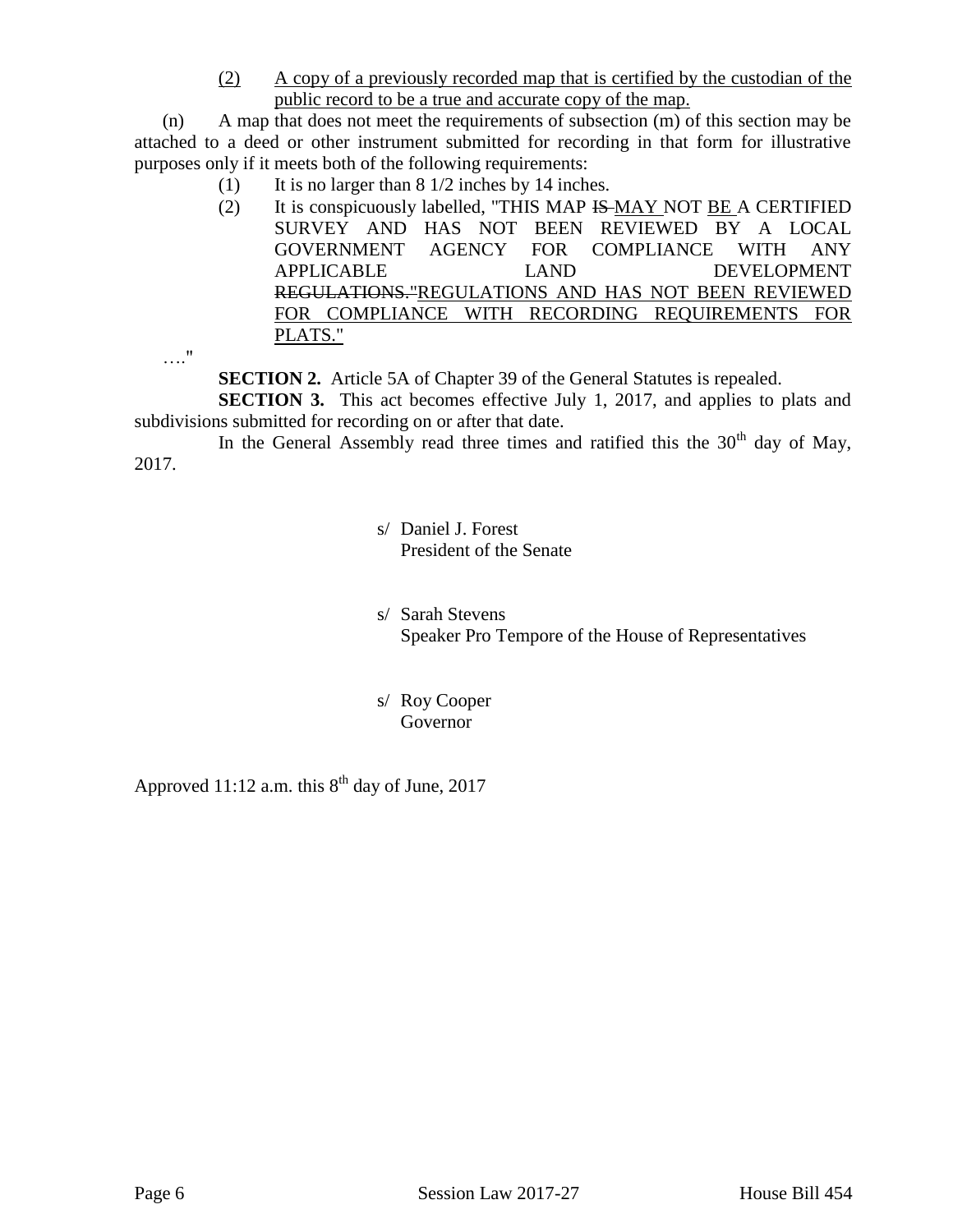(2) A copy of a previously recorded map that is certified by the custodian of the public record to be a true and accurate copy of the map.

(n) A map that does not meet the requirements of subsection (m) of this section may be attached to a deed or other instrument submitted for recording in that form for illustrative purposes only if it meets both of the following requirements:

(1) It is no larger than 8 1/2 inches by 14 inches.

(2) It is conspicuously labelled, "THIS MAP ~~IS~~ MAY NOT BE A CERTIFIED SURVEY AND HAS NOT BEEN REVIEWED BY A LOCAL GOVERNMENT AGENCY FOR COMPLIANCE WITH ANY APPLICABLE LAND DEVELOPMENT ~~REGULATIONS."~~REGULATIONS AND HAS NOT BEEN REVIEWED FOR COMPLIANCE WITH RECORDING REQUIREMENTS FOR PLATS."

…."

**SECTION 2.** Article 5A of Chapter 39 of the General Statutes is repealed.

**SECTION 3.** This act becomes effective July 1, 2017, and applies to plats and subdivisions submitted for recording on or after that date.

In the General Assembly read three times and ratified this the 30th day of May, 2017.

s/ Daniel J. Forest
President of the Senate

s/ Sarah Stevens
Speaker Pro Tempore of the House of Representatives

s/ Roy Cooper
Governor

Approved 11:12 a.m. this 8th day of June, 2017